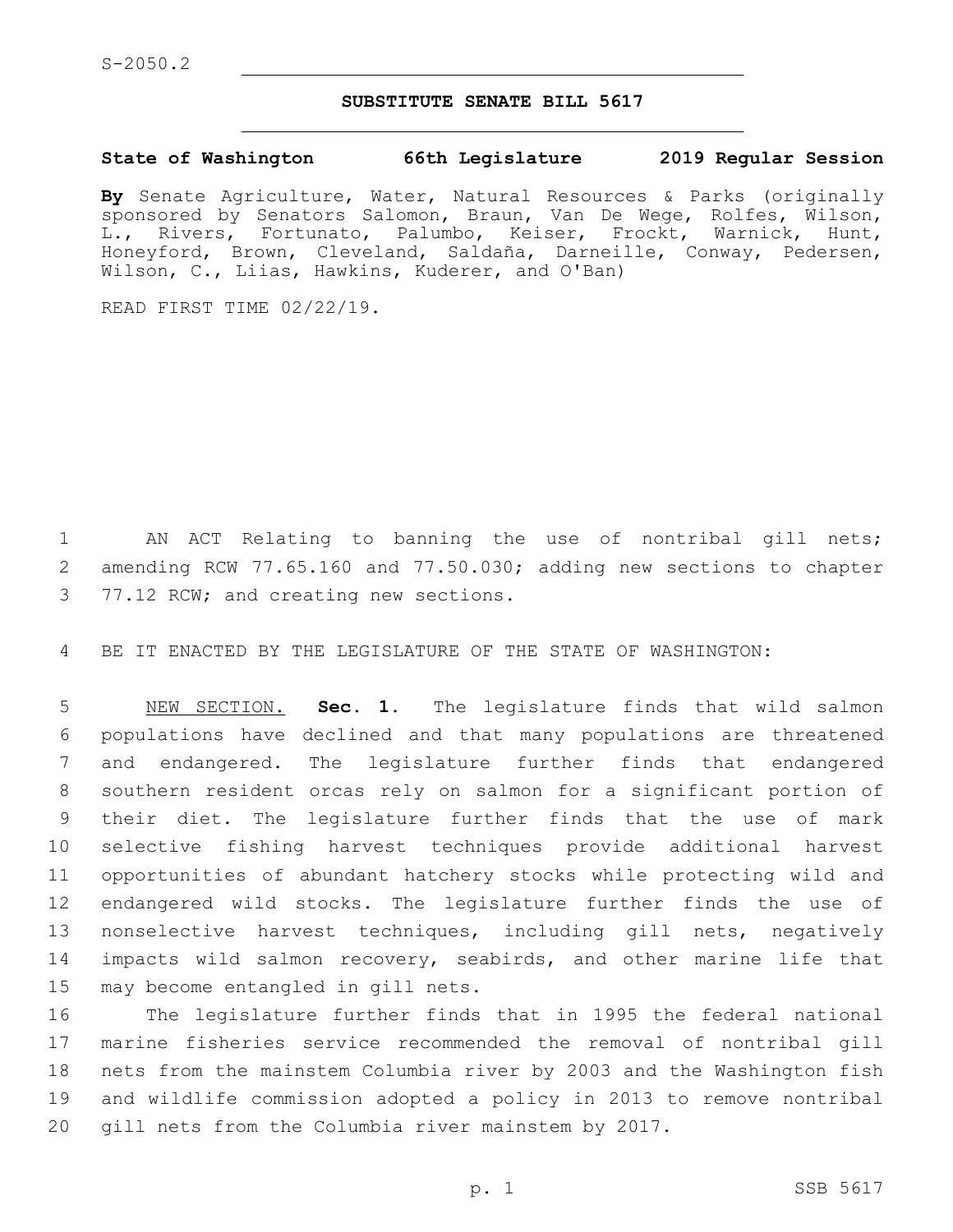S-2050.2

# SUBSTITUTE SENATE BILL 5617

**State of Washington 66th Legislature 2019 Regular Session**

**By** Senate Agriculture, Water, Natural Resources & Parks (originally sponsored by Senators Salomon, Braun, Van De Wege, Rolfes, Wilson, L., Rivers, Fortunato, Palumbo, Keiser, Frockt, Warnick, Hunt, Honeyford, Brown, Cleveland, Saldaña, Darneille, Conway, Pedersen, Wilson, C., Liias, Hawkins, Kuderer, and O'Ban)

READ FIRST TIME 02/22/19.

AN ACT Relating to banning the use of nontribal gill nets; amending RCW 77.65.160 and 77.50.030; adding new sections to chapter 77.12 RCW; and creating new sections.

BE IT ENACTED BY THE LEGISLATURE OF THE STATE OF WASHINGTON:

NEW SECTION. **Sec. 1.** The legislature finds that wild salmon populations have declined and that many populations are threatened and endangered. The legislature further finds that endangered southern resident orcas rely on salmon for a significant portion of their diet. The legislature further finds that the use of mark selective fishing harvest techniques provide additional harvest opportunities of abundant hatchery stocks while protecting wild and endangered wild stocks. The legislature further finds the use of nonselective harvest techniques, including gill nets, negatively impacts wild salmon recovery, seabirds, and other marine life that may become entangled in gill nets.

The legislature further finds that in 1995 the federal national marine fisheries service recommended the removal of nontribal gill nets from the mainstem Columbia river by 2003 and the Washington fish and wildlife commission adopted a policy in 2013 to remove nontribal gill nets from the Columbia river mainstem by 2017.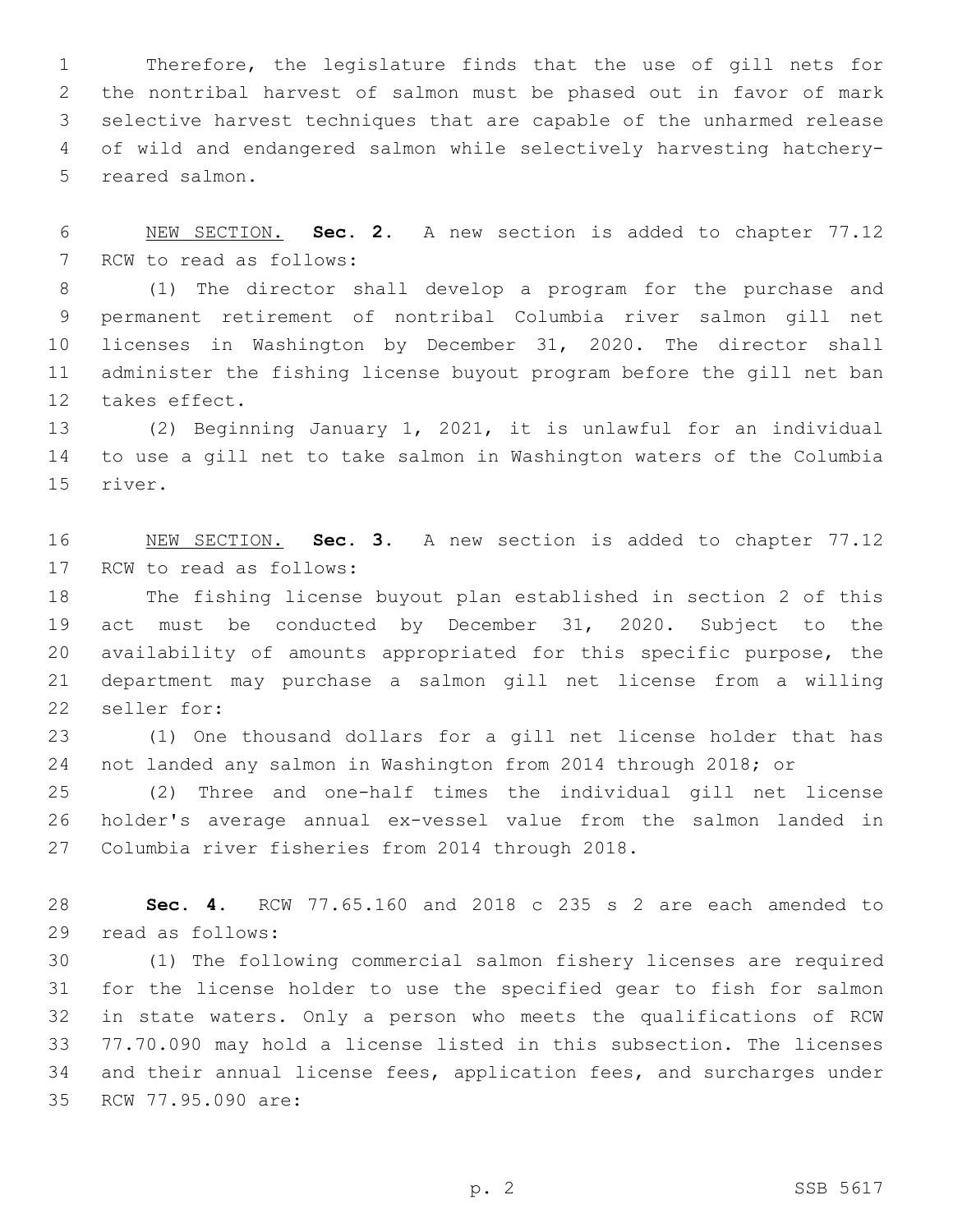Therefore, the legislature finds that the use of gill nets for the nontribal harvest of salmon must be phased out in favor of mark selective harvest techniques that are capable of the unharmed release of wild and endangered salmon while selectively harvesting hatchery-reared salmon.

NEW SECTION. **Sec. 2.** A new section is added to chapter 77.12 RCW to read as follows:

(1) The director shall develop a program for the purchase and permanent retirement of nontribal Columbia river salmon gill net licenses in Washington by December 31, 2020. The director shall administer the fishing license buyout program before the gill net ban takes effect.

(2) Beginning January 1, 2021, it is unlawful for an individual to use a gill net to take salmon in Washington waters of the Columbia river.

NEW SECTION. **Sec. 3.** A new section is added to chapter 77.12 RCW to read as follows:

The fishing license buyout plan established in section 2 of this act must be conducted by December 31, 2020. Subject to the availability of amounts appropriated for this specific purpose, the department may purchase a salmon gill net license from a willing seller for:

(1) One thousand dollars for a gill net license holder that has not landed any salmon in Washington from 2014 through 2018; or

(2) Three and one-half times the individual gill net license holder's average annual ex-vessel value from the salmon landed in Columbia river fisheries from 2014 through 2018.

**Sec. 4.** RCW 77.65.160 and 2018 c 235 s 2 are each amended to read as follows:

(1) The following commercial salmon fishery licenses are required for the license holder to use the specified gear to fish for salmon in state waters. Only a person who meets the qualifications of RCW 77.70.090 may hold a license listed in this subsection. The licenses and their annual license fees, application fees, and surcharges under RCW 77.95.090 are: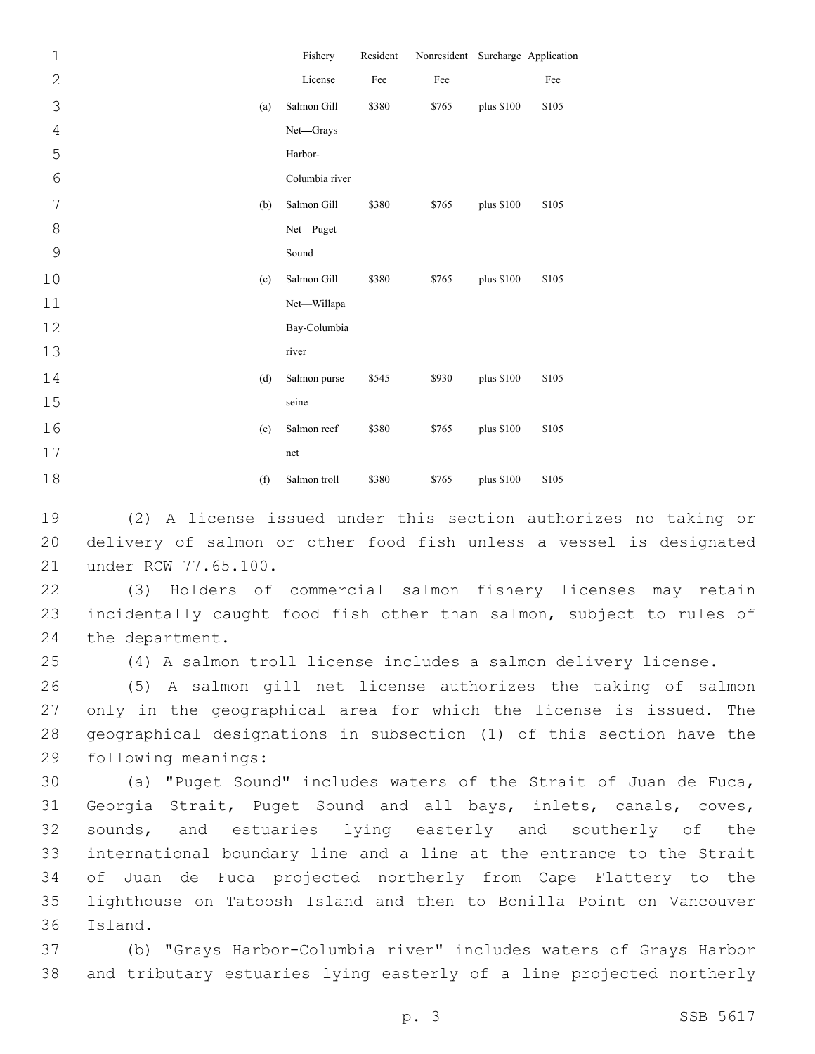| | Fishery License | Resident Fee | Nonresident Fee | Surcharge | Application Fee |
|---|---|---|---|---|---|
| (a) | Salmon Gill Net—Grays Harbor-Columbia river | $380 | $765 | plus $100 | $105 |
| (b) | Salmon Gill Net—Puget Sound | $380 | $765 | plus $100 | $105 |
| (c) | Salmon Gill Net—Willapa Bay-Columbia river | $380 | $765 | plus $100 | $105 |
| (d) | Salmon purse seine | $545 | $930 | plus $100 | $105 |
| (e) | Salmon reef net | $380 | $765 | plus $100 | $105 |
| (f) | Salmon troll | $380 | $765 | plus $100 | $105 |

(2) A license issued under this section authorizes no taking or delivery of salmon or other food fish unless a vessel is designated under RCW 77.65.100.

(3) Holders of commercial salmon fishery licenses may retain incidentally caught food fish other than salmon, subject to rules of the department.

(4) A salmon troll license includes a salmon delivery license.

(5) A salmon gill net license authorizes the taking of salmon only in the geographical area for which the license is issued. The geographical designations in subsection (1) of this section have the following meanings:

(a) "Puget Sound" includes waters of the Strait of Juan de Fuca, Georgia Strait, Puget Sound and all bays, inlets, canals, coves, sounds, and estuaries lying easterly and southerly of the international boundary line and a line at the entrance to the Strait of Juan de Fuca projected northerly from Cape Flattery to the lighthouse on Tatoosh Island and then to Bonilla Point on Vancouver Island.

(b) "Grays Harbor-Columbia river" includes waters of Grays Harbor and tributary estuaries lying easterly of a line projected northerly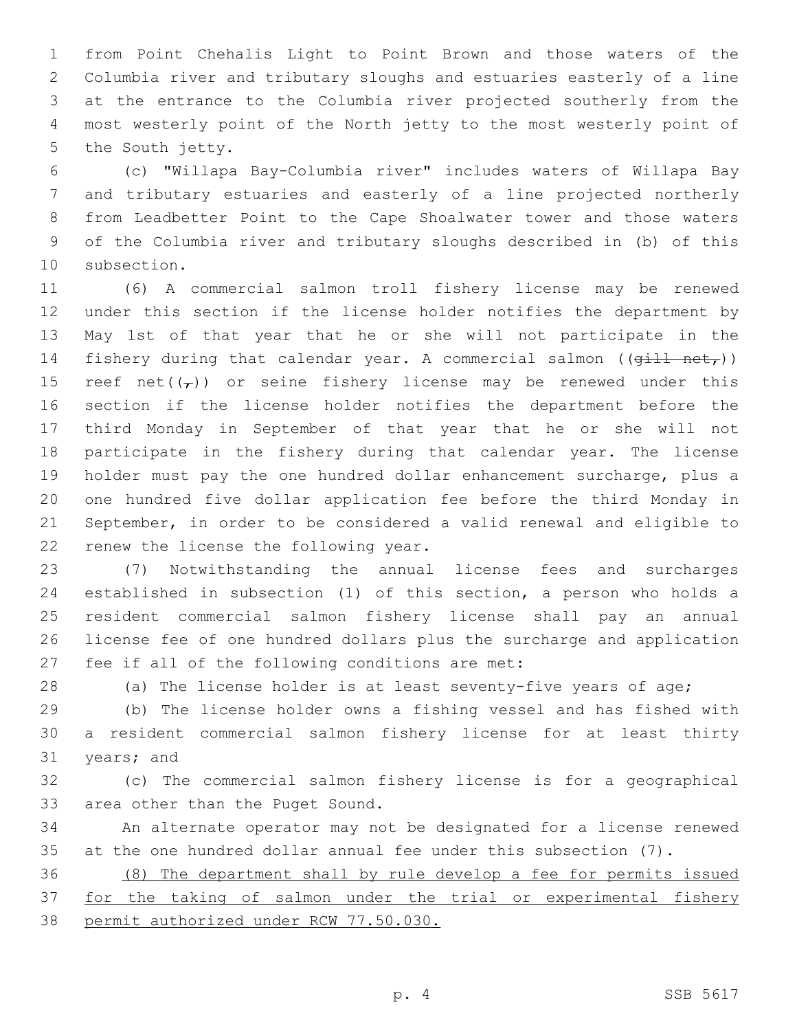from Point Chehalis Light to Point Brown and those waters of the Columbia river and tributary sloughs and estuaries easterly of a line at the entrance to the Columbia river projected southerly from the most westerly point of the North jetty to the most westerly point of the South jetty.

(c) "Willapa Bay-Columbia river" includes waters of Willapa Bay and tributary estuaries and easterly of a line projected northerly from Leadbetter Point to the Cape Shoalwater tower and those waters of the Columbia river and tributary sloughs described in (b) of this subsection.

(6) A commercial salmon troll fishery license may be renewed under this section if the license holder notifies the department by May 1st of that year that he or she will not participate in the fishery during that calendar year. A commercial salmon ((~~gill net,~~)) reef net((~~,~~)) or seine fishery license may be renewed under this section if the license holder notifies the department before the third Monday in September of that year that he or she will not participate in the fishery during that calendar year. The license holder must pay the one hundred dollar enhancement surcharge, plus a one hundred five dollar application fee before the third Monday in September, in order to be considered a valid renewal and eligible to renew the license the following year.

(7) Notwithstanding the annual license fees and surcharges established in subsection (1) of this section, a person who holds a resident commercial salmon fishery license shall pay an annual license fee of one hundred dollars plus the surcharge and application fee if all of the following conditions are met:

(a) The license holder is at least seventy-five years of age;

(b) The license holder owns a fishing vessel and has fished with a resident commercial salmon fishery license for at least thirty years; and

(c) The commercial salmon fishery license is for a geographical area other than the Puget Sound.

An alternate operator may not be designated for a license renewed at the one hundred dollar annual fee under this subsection (7).

<u>(8) The department shall by rule develop a fee for permits issued for the taking of salmon under the trial or experimental fishery permit authorized under RCW 77.50.030.</u>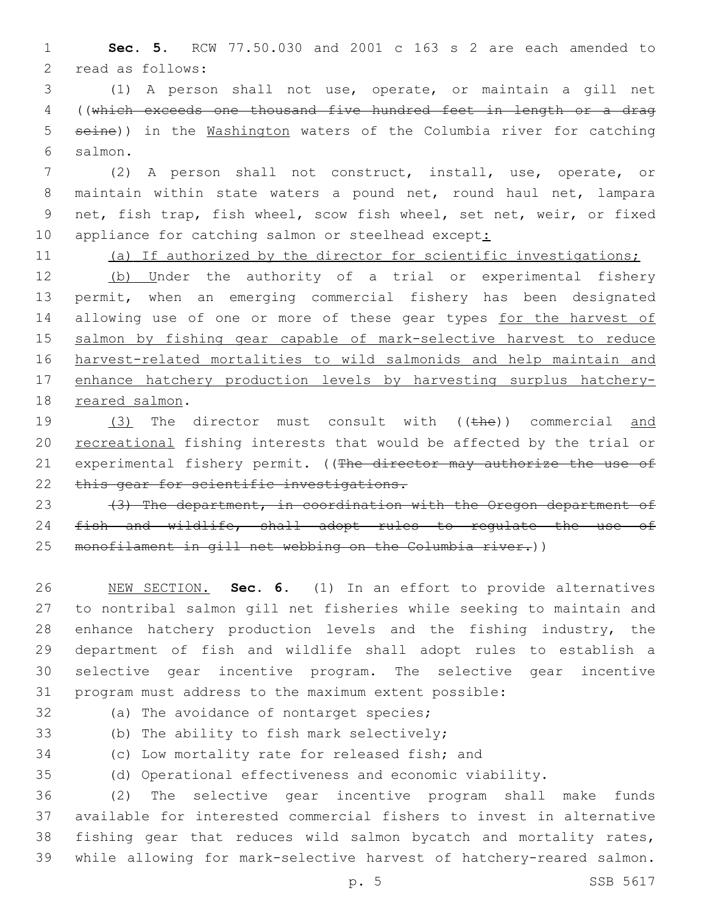**Sec. 5.** RCW 77.50.030 and 2001 c 163 s 2 are each amended to read as follows:

(1) A person shall not use, operate, or maintain a gill net ((~~which exceeds one thousand five hundred feet in length or a drag seine~~)) in the Washington waters of the Columbia river for catching salmon.

(2) A person shall not construct, install, use, operate, or maintain within state waters a pound net, round haul net, lampara net, fish trap, fish wheel, scow fish wheel, set net, weir, or fixed appliance for catching salmon or steelhead except:

(a) If authorized by the director for scientific investigations;

(b) Under the authority of a trial or experimental fishery permit, when an emerging commercial fishery has been designated allowing use of one or more of these gear types for the harvest of salmon by fishing gear capable of mark-selective harvest to reduce harvest-related mortalities to wild salmonids and help maintain and enhance hatchery production levels by harvesting surplus hatchery-reared salmon.

(3) The director must consult with ((~~the~~)) commercial and recreational fishing interests that would be affected by the trial or experimental fishery permit. ((~~The director may authorize the use of this gear for scientific investigations.~~

~~(3) The department, in coordination with the Oregon department of fish and wildlife, shall adopt rules to regulate the use of monofilament in gill net webbing on the Columbia river.~~))

NEW SECTION. **Sec. 6.** (1) In an effort to provide alternatives to nontribal salmon gill net fisheries while seeking to maintain and enhance hatchery production levels and the fishing industry, the department of fish and wildlife shall adopt rules to establish a selective gear incentive program. The selective gear incentive program must address to the maximum extent possible:

(a) The avoidance of nontarget species;

(b) The ability to fish mark selectively;

(c) Low mortality rate for released fish; and

(d) Operational effectiveness and economic viability.

(2) The selective gear incentive program shall make funds available for interested commercial fishers to invest in alternative fishing gear that reduces wild salmon bycatch and mortality rates, while allowing for mark-selective harvest of hatchery-reared salmon.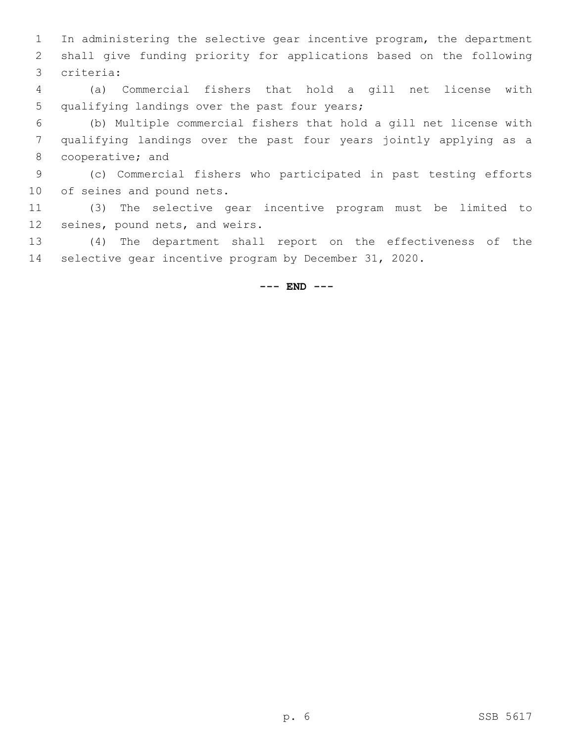In administering the selective gear incentive program, the department shall give funding priority for applications based on the following criteria:

(a) Commercial fishers that hold a gill net license with qualifying landings over the past four years;

(b) Multiple commercial fishers that hold a gill net license with qualifying landings over the past four years jointly applying as a cooperative; and

(c) Commercial fishers who participated in past testing efforts of seines and pound nets.

(3) The selective gear incentive program must be limited to seines, pound nets, and weirs.

(4) The department shall report on the effectiveness of the selective gear incentive program by December 31, 2020.

**--- END ---**